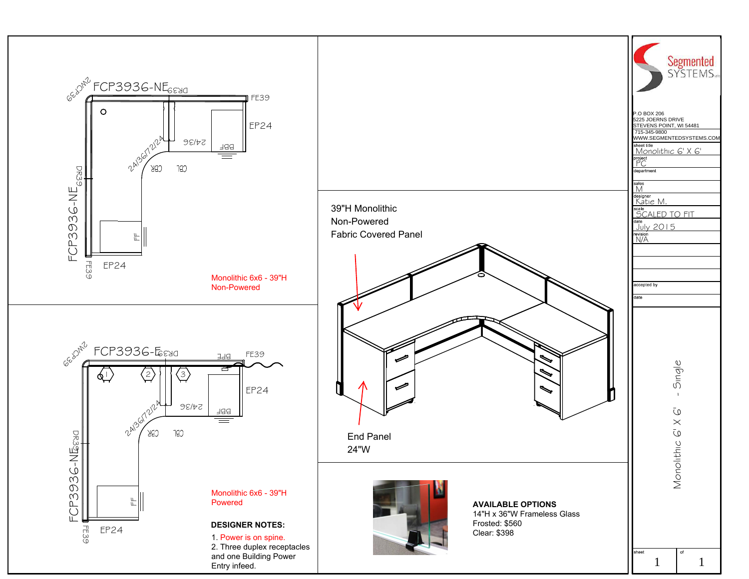FCP3936-NE

FE39

EP24

DR39

2WCP39

24/36/72/24

24/36

BBF

CBR

CBL

FF

FCP3936-NE

DR39

FE39

EP24

Monolithic 6x6 - 39"H
Non-Powered

FCP3936-E

DR39

BPE

FE39

2WCP39

EP24

24/36/72/24

24/36

BBF

CBR

CBL

FF

FCP3936-NE

DR39

FE39

EP24

Monolithic 6x6 - 39"H
Powered

**DESIGNER NOTES:**

1. Power is on spine.
2. Three duplex receptacles and one Building Power Entry infeed.

39"H Monolithic
Non-Powered
Fabric Covered Panel

End Panel
24"W

**AVAILABLE OPTIONS**
14"H x 36"W Frameless Glass
Frosted: $560
Clear: $398

Segmented SYSTEMS

P.O BOX 206
5225 JOERNS DRIVE
STEVENS POINT, WI 54481
715-345-9800
WWW.SEGMENTEDSYSTEMS.COM

| | |
|---|---|
| sheet title | Monolithic 6' X 6' |
| project | PC |
| department | |
| sales | M |
| designer | Katie M. |
| scale | SCALED TO FIT |
| date | July 2015 |
| revision | N/A |
| accepted by | |
| date | |

Monolithic 6' X 6' - Single

sheet 1 of 1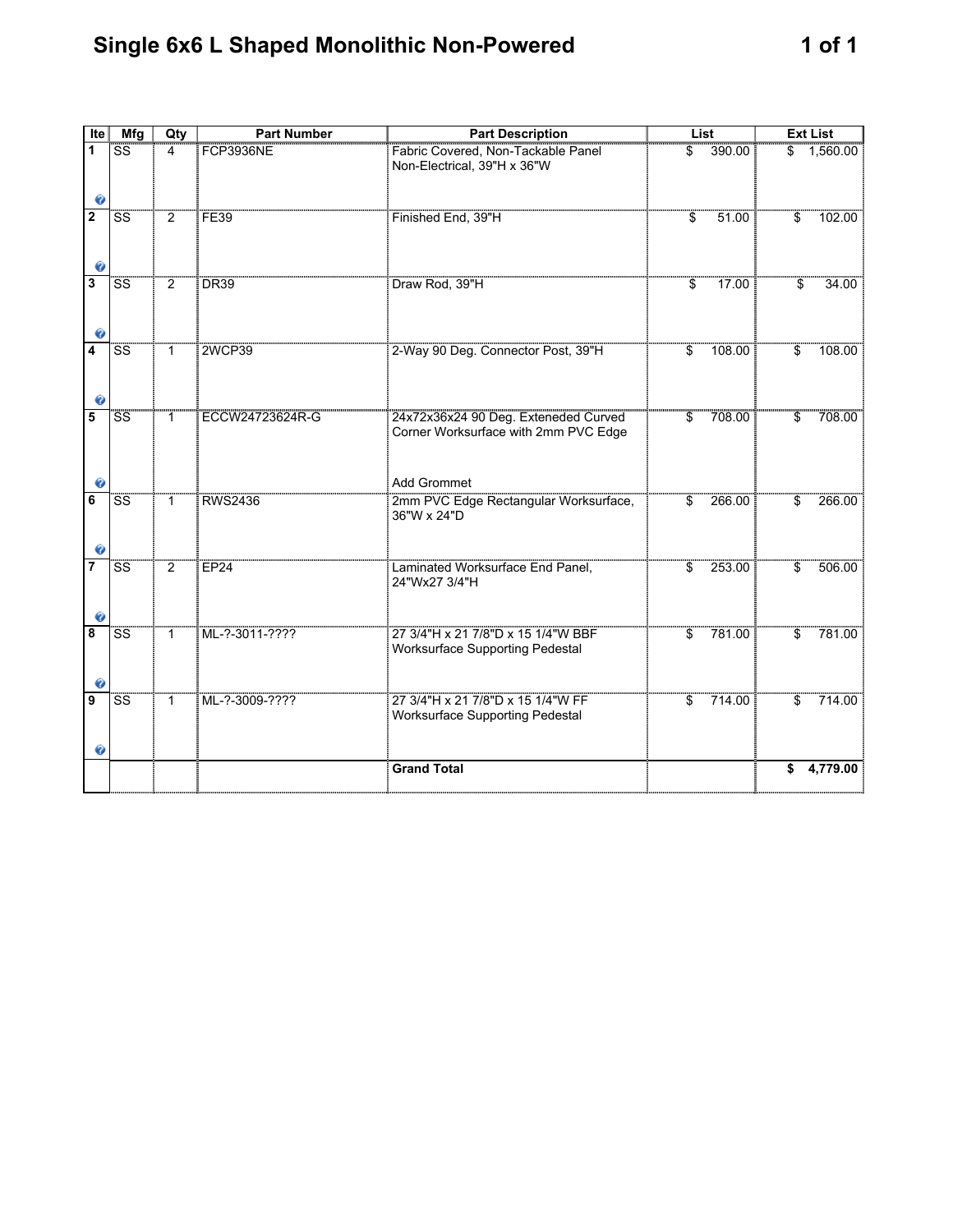# Single 6x6 L Shaped Monolithic Non-Powered

| Ite | Mfg | Qty | Part Number | Part Description | List | Ext List |
|---|---|---|---|---|---|---|
| 1 | SS | 4 | FCP3936NE | Fabric Covered, Non-Tackable Panel Non-Electrical, 39"H x 36"W | $ 390.00 | $ 1,560.00 |
| 2 | SS | 2 | FE39 | Finished End, 39"H | $ 51.00 | $ 102.00 |
| 3 | SS | 2 | DR39 | Draw Rod, 39"H | $ 17.00 | $ 34.00 |
| 4 | SS | 1 | 2WCP39 | 2-Way 90 Deg. Connector Post, 39"H | $ 108.00 | $ 108.00 |
| 5 | SS | 1 | ECCW24723624R-G | 24x72x36x24 90 Deg. Exteneded Curved Corner Worksurface with 2mm PVC Edge<br><br>Add Grommet | $ 708.00 | $ 708.00 |
| 6 | SS | 1 | RWS2436 | 2mm PVC Edge Rectangular Worksurface, 36"W x 24"D | $ 266.00 | $ 266.00 |
| 7 | SS | 2 | EP24 | Laminated Worksurface End Panel, 24"Wx27 3/4"H | $ 253.00 | $ 506.00 |
| 8 | SS | 1 | ML-?-3011-???? | 27 3/4"H x 21 7/8"D x 15 1/4"W BBF Worksurface Supporting Pedestal | $ 781.00 | $ 781.00 |
| 9 | SS | 1 | ML-?-3009-???? | 27 3/4"H x 21 7/8"D x 15 1/4"W FF Worksurface Supporting Pedestal | $ 714.00 | $ 714.00 |
| | | | | **Grand Total** | | **$ 4,779.00** |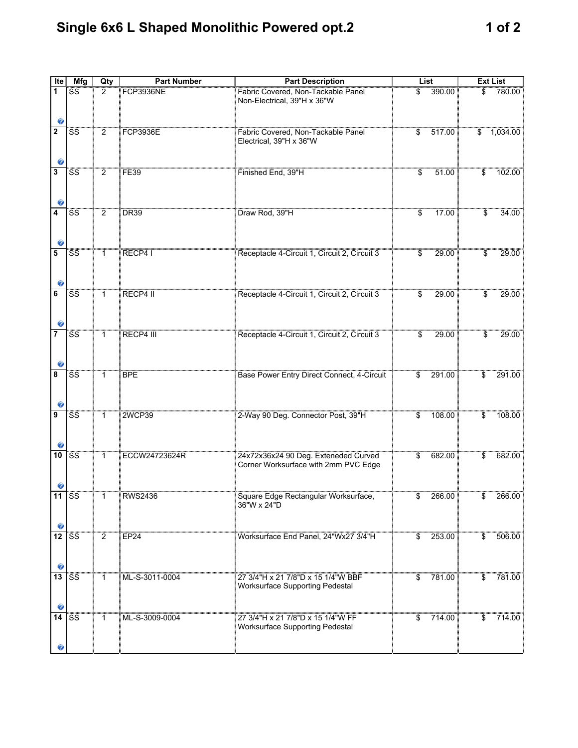# Single 6x6 L Shaped Monolithic Powered opt.2

| Ite | Mfg | Qty | Part Number | Part Description | List | Ext List |
|---|---|---|---|---|---|---|
| 1 | SS | 2 | FCP3936NE | Fabric Covered, Non-Tackable Panel Non-Electrical, 39"H x 36"W | $ 390.00 | $ 780.00 |
| 2 | SS | 2 | FCP3936E | Fabric Covered, Non-Tackable Panel Electrical, 39"H x 36"W | $ 517.00 | $ 1,034.00 |
| 3 | SS | 2 | FE39 | Finished End, 39"H | $ 51.00 | $ 102.00 |
| 4 | SS | 2 | DR39 | Draw Rod, 39"H | $ 17.00 | $ 34.00 |
| 5 | SS | 1 | RECP4 I | Receptacle 4-Circuit 1, Circuit 2, Circuit 3 | $ 29.00 | $ 29.00 |
| 6 | SS | 1 | RECP4 II | Receptacle 4-Circuit 1, Circuit 2, Circuit 3 | $ 29.00 | $ 29.00 |
| 7 | SS | 1 | RECP4 III | Receptacle 4-Circuit 1, Circuit 2, Circuit 3 | $ 29.00 | $ 29.00 |
| 8 | SS | 1 | BPE | Base Power Entry Direct Connect, 4-Circuit | $ 291.00 | $ 291.00 |
| 9 | SS | 1 | 2WCP39 | 2-Way 90 Deg. Connector Post, 39"H | $ 108.00 | $ 108.00 |
| 10 | SS | 1 | ECCW24723624R | 24x72x36x24 90 Deg. Exteneded Curved Corner Worksurface with 2mm PVC Edge | $ 682.00 | $ 682.00 |
| 11 | SS | 1 | RWS2436 | Square Edge Rectangular Worksurface, 36"W x 24"D | $ 266.00 | $ 266.00 |
| 12 | SS | 2 | EP24 | Worksurface End Panel, 24"Wx27 3/4"H | $ 253.00 | $ 506.00 |
| 13 | SS | 1 | ML-S-3011-0004 | 27 3/4"H x 21 7/8"D x 15 1/4"W BBF Worksurface Supporting Pedestal | $ 781.00 | $ 781.00 |
| 14 | SS | 1 | ML-S-3009-0004 | 27 3/4"H x 21 7/8"D x 15 1/4"W FF Worksurface Supporting Pedestal | $ 714.00 | $ 714.00 |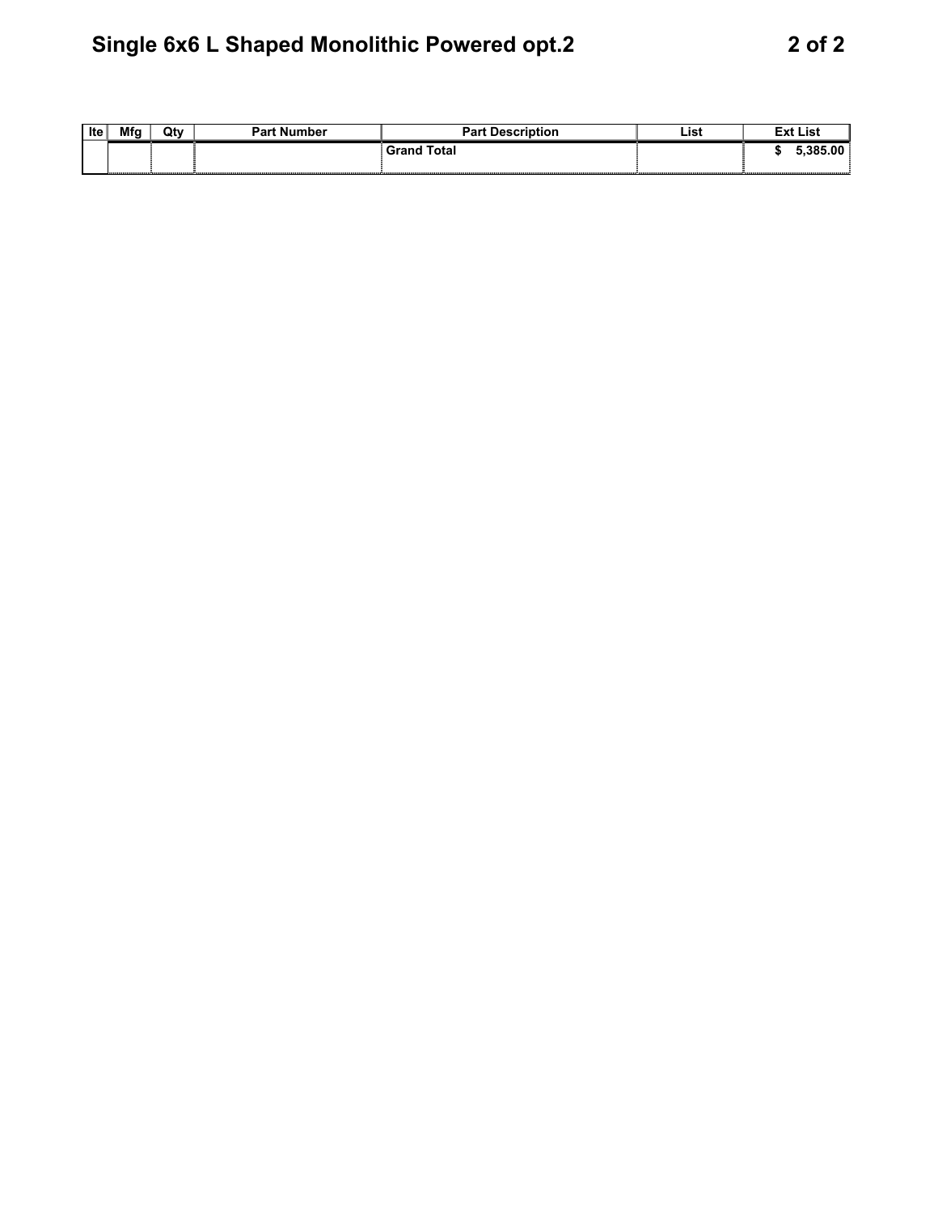## Single 6x6 L Shaped Monolithic Powered opt.2

| Ite | Mfg | Qty | Part Number | Part Description | List | Ext List |
|---|---|---|---|---|---|---|
| | | | | **Grand Total** | | **$ 5,385.00** |